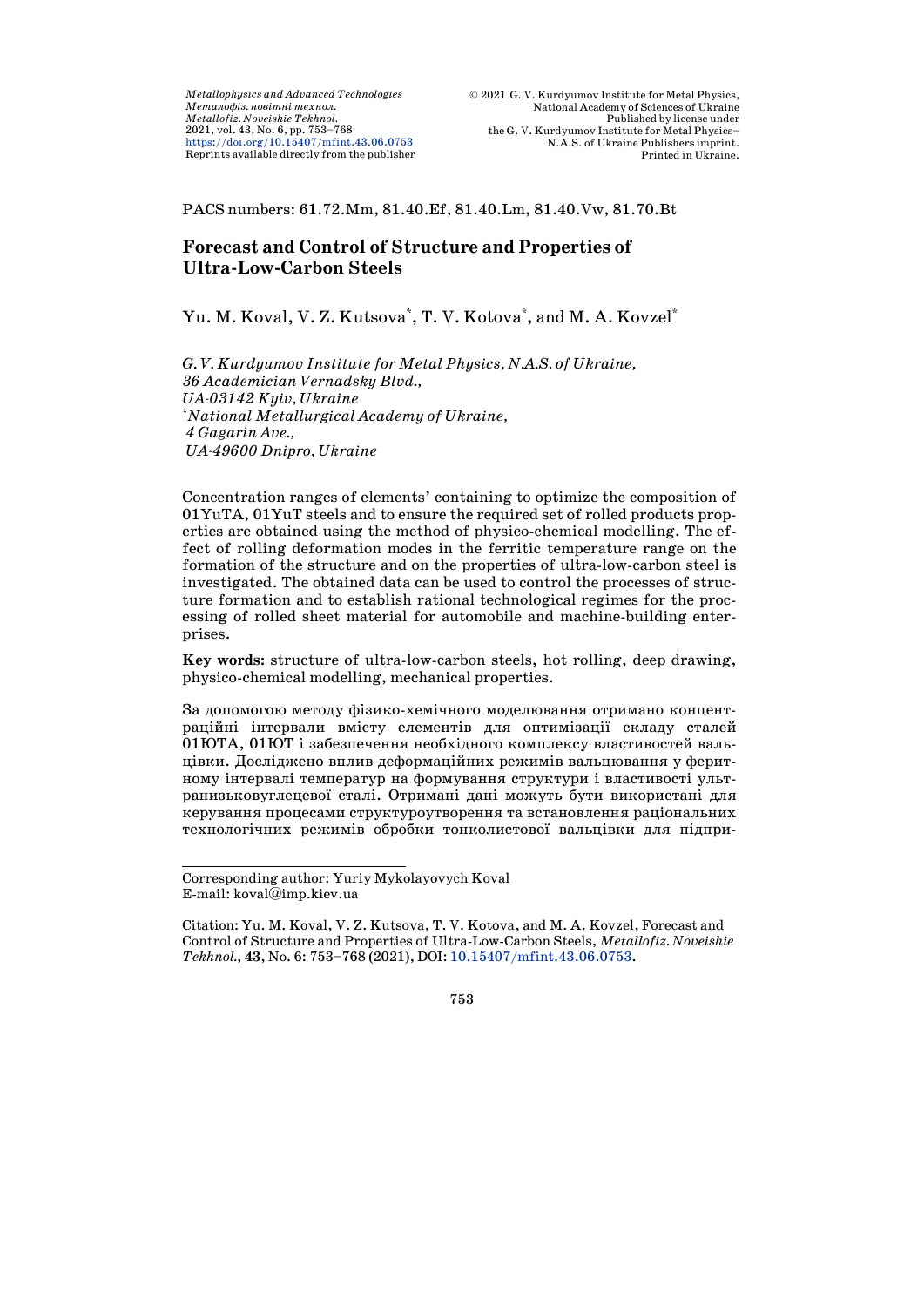PACS numbers: 61.72.Mm, 81.40.Ef, 81.40.Lm, 81.40.Vw, 81.70.Bt

# Forecast and Control of Structure and Properties of Ultra-Low-Carbon Steels

Yu. M. Koval, V. Z. Kutsova[*], T. V. Kotova[*], and M. A. Kovzel[*]

*G. V. Kurdyumov Institute for Metal Physics, N.A.S. of Ukraine,*
*36 Academician Vernadsky Blvd.,*
*UA-03142 Kyiv, Ukraine*
[*]*National Metallurgical Academy of Ukraine,*
*4 Gagarin Ave.,*
*UA-49600 Dnipro, Ukraine*

Concentration ranges of elements' containing to optimize the composition of 01YuTA, 01YuT steels and to ensure the required set of rolled products properties are obtained using the method of physico-chemical modelling. The effect of rolling deformation modes in the ferritic temperature range on the formation of the structure and on the properties of ultra-low-carbon steel is investigated. The obtained data can be used to control the processes of structure formation and to establish rational technological regimes for the processing of rolled sheet material for automobile and machine-building enterprises.

**Key words**: structure of ultra-low-carbon steels, hot rolling, deep drawing, physico-chemical modelling, mechanical properties.

За допомогою методу фізико-хемічного моделювання отримано концентраційні інтервали вмісту елементів для оптимізації складу сталей 01ЮТА, 01ЮТ і забезпечення необхідного комплексу властивостей вальцівки. Досліджено вплив деформаційних режимів вальцювання у феритному інтервалі температур на формування структури і властивості ультранизьковуглецевої сталі. Отримані дані можуть бути використані для керування процесами структуроутворення та встановлення раціональних технологічних режимів обробки тонколистової вальцівки для підпри-

---

Corresponding author: Yuriy Mykolayovych Koval
E-mail: koval@imp.kiev.ua

Citation: Yu. M. Koval, V. Z. Kutsova, T. V. Kotova, and M. A. Kovzel, Forecast and Control of Structure and Properties of Ultra-Low-Carbon Steels, *Metallofiz. Noveishie Tekhnol.*, **43**, No. 6: 753–768 (2021), DOI: 10.15407/mfint.43.06.0753.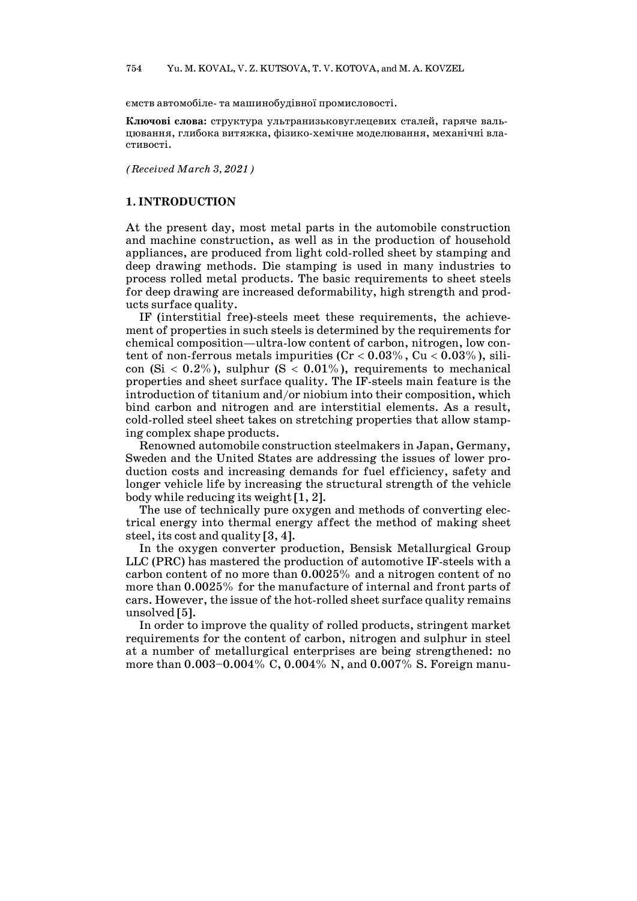ємств автомобіле- та машинобудівної промисловості.

**Ключові слова**: структура ультранизьковуглецевих сталей, гаряче вальцювання, глибока витяжка, фізико-хемічне моделювання, механічні властивості.

*(Received March 3, 2021)*

## 1. INTRODUCTION

At the present day, most metal parts in the automobile construction and machine construction, as well as in the production of household appliances, are produced from light cold-rolled sheet by stamping and deep drawing methods. Die stamping is used in many industries to process rolled metal products. The basic requirements to sheet steels for deep drawing are increased deformability, high strength and products surface quality.

IF (interstitial free)-steels meet these requirements, the achievement of properties in such steels is determined by the requirements for chemical composition—ultra-low content of carbon, nitrogen, low content of non-ferrous metals impurities ($Cr < 0.03\%$, $Cu < 0.03\%$), silicon ($Si < 0.2\%$), sulphur ($S < 0.01\%$), requirements to mechanical properties and sheet surface quality. The IF-steels main feature is the introduction of titanium and/or niobium into their composition, which bind carbon and nitrogen and are interstitial elements. As a result, cold-rolled steel sheet takes on stretching properties that allow stamping complex shape products.

Renowned automobile construction steelmakers in Japan, Germany, Sweden and the United States are addressing the issues of lower production costs and increasing demands for fuel efficiency, safety and longer vehicle life by increasing the structural strength of the vehicle body while reducing its weight [1, 2].

The use of technically pure oxygen and methods of converting electrical energy into thermal energy affect the method of making sheet steel, its cost and quality [3, 4].

In the oxygen converter production, Bensisk Metallurgical Group LLC (PRC) has mastered the production of automotive IF-steels with a carbon content of no more than 0.0025% and a nitrogen content of no more than 0.0025% for the manufacture of internal and front parts of cars. However, the issue of the hot-rolled sheet surface quality remains unsolved [5].

In order to improve the quality of rolled products, stringent market requirements for the content of carbon, nitrogen and sulphur in steel at a number of metallurgical enterprises are being strengthened: no more than 0.003–0.004% C, 0.004% N, and 0.007% S. Foreign manu-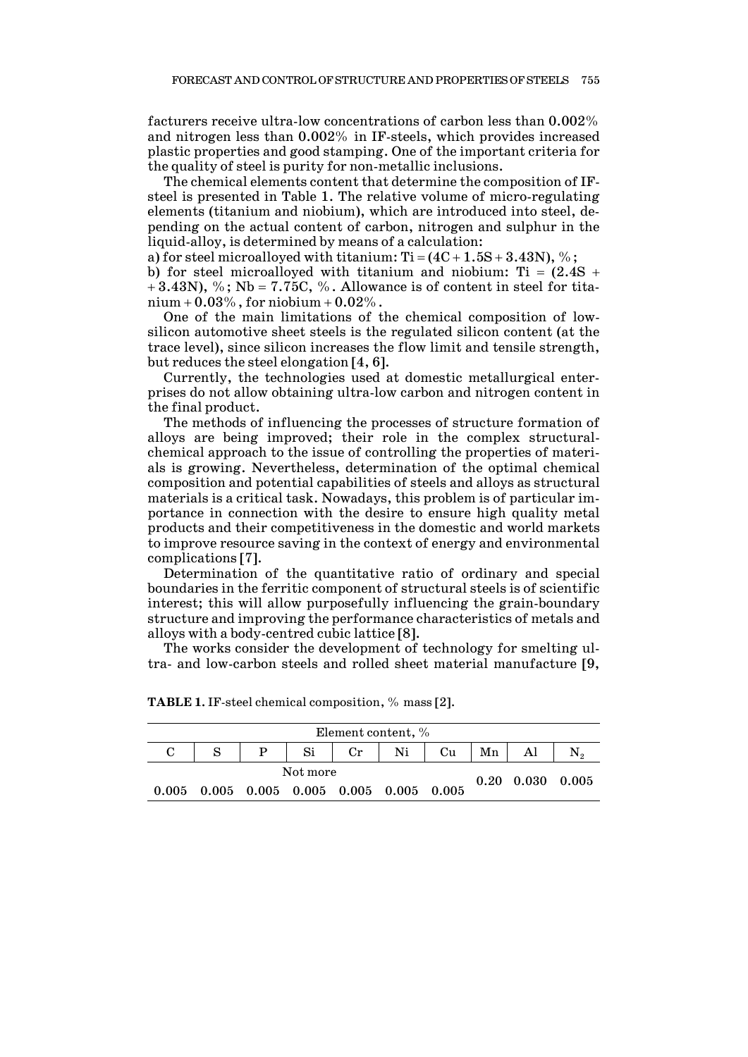facturers receive ultra-low concentrations of carbon less than 0.002% and nitrogen less than 0.002% in IF-steels, which provides increased plastic properties and good stamping. One of the important criteria for the quality of steel is purity for non-metallic inclusions.

The chemical elements content that determine the composition of IF-steel is presented in Table 1. The relative volume of micro-regulating elements (titanium and niobium), which are introduced into steel, depending on the actual content of carbon, nitrogen and sulphur in the liquid-alloy, is determined by means of a calculation:

a) for steel microalloyed with titanium: $Ti = (4C + 1.5S + 3.43N)$, %;

b) for steel microalloyed with titanium and niobium: $Ti = (2.4S + 3.43N)$, %; $Nb = 7.75C$, %. Allowance is of content in steel for titanium + 0.03%, for niobium + 0.02%.

One of the main limitations of the chemical composition of low-silicon automotive sheet steels is the regulated silicon content (at the trace level), since silicon increases the flow limit and tensile strength, but reduces the steel elongation [4, 6].

Currently, the technologies used at domestic metallurgical enterprises do not allow obtaining ultra-low carbon and nitrogen content in the final product.

The methods of influencing the processes of structure formation of alloys are being improved; their role in the complex structural-chemical approach to the issue of controlling the properties of materials is growing. Nevertheless, determination of the optimal chemical composition and potential capabilities of steels and alloys as structural materials is a critical task. Nowadays, this problem is of particular importance in connection with the desire to ensure high quality metal products and their competitiveness in the domestic and world markets to improve resource saving in the context of energy and environmental complications [7].

Determination of the quantitative ratio of ordinary and special boundaries in the ferritic component of structural steels is of scientific interest; this will allow purposefully influencing the grain-boundary structure and improving the performance characteristics of metals and alloys with a body-centred cubic lattice [8].

The works consider the development of technology for smelting ultra- and low-carbon steels and rolled sheet material manufacture [9,

**TABLE 1.** IF-steel chemical composition, % mass [2].

| Element content, % | | | | | | | | | |
|---|---|---|---|---|---|---|---|---|---|
| C | S | P | Si | Cr | Ni | Cu | Mn | Al | $N_2$ |
| Not more | | | | | | | 0.20 | 0.030 | 0.005 |
| 0.005 | 0.005 | 0.005 | 0.005 | 0.005 | 0.005 | 0.005 | | | |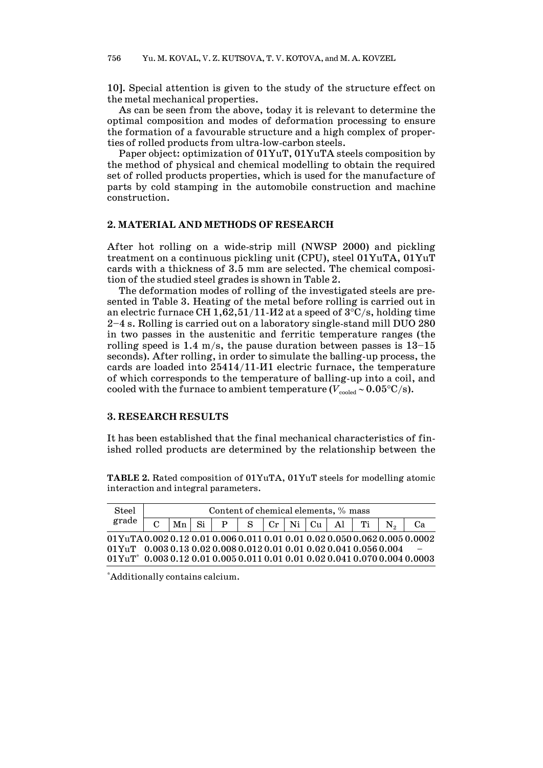10]. Special attention is given to the study of the structure effect on the metal mechanical properties.

As can be seen from the above, today it is relevant to determine the optimal composition and modes of deformation processing to ensure the formation of a favourable structure and a high complex of properties of rolled products from ultra-low-carbon steels.

Paper object: optimization of 01YuT, 01YuTA steels composition by the method of physical and chemical modelling to obtain the required set of rolled products properties, which is used for the manufacture of parts by cold stamping in the automobile construction and machine construction.

## 2. MATERIAL AND METHODS OF RESEARCH

After hot rolling on a wide-strip mill (NWSP 2000) and pickling treatment on a continuous pickling unit (CPU), steel 01YuTA, 01YuT cards with a thickness of 3.5 mm are selected. The chemical composition of the studied steel grades is shown in Table 2.

The deformation modes of rolling of the investigated steels are presented in Table 3. Heating of the metal before rolling is carried out in an electric furnace CH 1,62,51/11-И2 at a speed of 3°C/s, holding time 2–4 s. Rolling is carried out on a laboratory single-stand mill DUO 280 in two passes in the austenitic and ferritic temperature ranges (the rolling speed is 1.4 m/s, the pause duration between passes is 13–15 seconds). After rolling, in order to simulate the balling-up process, the cards are loaded into 25414/11-И1 electric furnace, the temperature of which corresponds to the temperature of balling-up into a coil, and cooled with the furnace to ambient temperature ($V_{\text{cooled}} \sim 0.05$°C/s).

## 3. RESEARCH RESULTS

It has been established that the final mechanical characteristics of finished rolled products are determined by the relationship between the

**TABLE 2.** Rated composition of 01YuTA, 01YuT steels for modelling atomic interaction and integral parameters.

| Steel grade | Content of chemical elements, % mass | | | | | | | | | | | |
|---|---|---|---|---|---|---|---|---|---|---|---|---|
| | C | Mn | Si | P | S | Cr | Ni | Cu | Al | Ti | $N_2$ | Ca |
| 01YuTA | 0.002 | 0.12 | 0.01 | 0.006 | 0.011 | 0.01 | 0.01 | 0.02 | 0.050 | 0.062 | 0.005 | 0.0002 |
| 01YuT | 0.003 | 0.13 | 0.02 | 0.008 | 0.012 | 0.01 | 0.01 | 0.02 | 0.041 | 0.056 | 0.004 | – |
| 01YuT* | 0.003 | 0.12 | 0.01 | 0.005 | 0.011 | 0.01 | 0.01 | 0.02 | 0.041 | 0.070 | 0.004 | 0.0003 |

*Additionally contains calcium.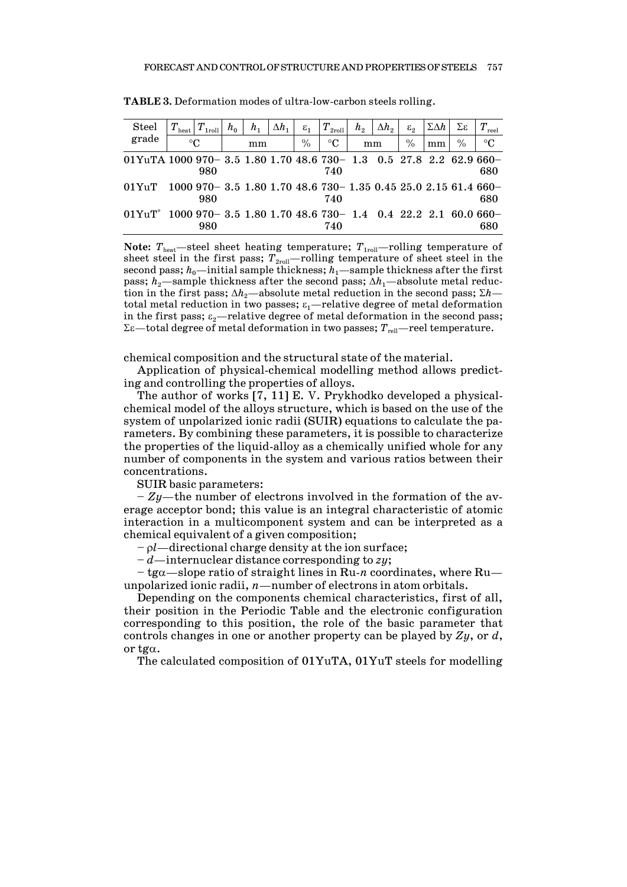**TABLE 3.** Deformation modes of ultra-low-carbon steels rolling.

| Steel grade | $T_{heat}$ | $T_{1roll}$ | $h_0$ | $h_1$ | $\Delta h_1$ | $\varepsilon_1$ | $T_{2roll}$ | $h_2$ | $\Delta h_2$ | $\varepsilon_2$ | $\Sigma\Delta h$ | $\Sigma\varepsilon$ | $T_{reel}$ |
|---|---|---|---|---|---|---|---|---|---|---|---|---|---|
| | °C | | mm | | | % | °C | mm | | % | mm | % | °C |
| 01YuTA | 1000 | 970–980 | 3.5 | 1.80 | 1.70 | 48.6 | 730–740 | 1.3 | 0.5 | 27.8 | 2.2 | 62.9 | 660–680 |
| 01YuT | 1000 | 970–980 | 3.5 | 1.80 | 1.70 | 48.6 | 730–740 | 1.35 | 0.45 | 25.0 | 2.15 | 61.4 | 660–680 |
| 01YuT* | 1000 | 970–980 | 3.5 | 1.80 | 1.70 | 48.6 | 730–740 | 1.4 | 0.4 | 22.2 | 2.1 | 60.0 | 660–680 |

**Note:** $T_{heat}$—steel sheet heating temperature; $T_{1roll}$—rolling temperature of sheet steel in the first pass; $T_{2roll}$—rolling temperature of sheet steel in the second pass; $h_0$—initial sample thickness; $h_1$—sample thickness after the first pass; $h_2$—sample thickness after the second pass; $\Delta h_1$—absolute metal reduction in the first pass; $\Delta h_2$—absolute metal reduction in the second pass; $\Sigma h$—total metal reduction in two passes; $\varepsilon_1$—relative degree of metal deformation in the first pass; $\varepsilon_2$—relative degree of metal deformation in the second pass; $\Sigma\varepsilon$—total degree of metal deformation in two passes; $T_{rell}$—reel temperature.

chemical composition and the structural state of the material.

Application of physical-chemical modelling method allows predicting and controlling the properties of alloys.

The author of works [7, 11] E. V. Prykhodko developed a physical-chemical model of the alloys structure, which is based on the use of the system of unpolarized ionic radii (SUIR) equations to calculate the parameters. By combining these parameters, it is possible to characterize the properties of the liquid-alloy as a chemically unified whole for any number of components in the system and various ratios between their concentrations.

SUIR basic parameters:

– $Zy$—the number of electrons involved in the formation of the average acceptor bond; this value is an integral characteristic of atomic interaction in a multicomponent system and can be interpreted as a chemical equivalent of a given composition;

– $\rho l$—directional charge density at the ion surface;

– $d$—internuclear distance corresponding to $zy$;

– tgα—slope ratio of straight lines in Ru-$n$ coordinates, where Ru—unpolarized ionic radii, $n$—number of electrons in atom orbitals.

Depending on the components chemical characteristics, first of all, their position in the Periodic Table and the electronic configuration corresponding to this position, the role of the basic parameter that controls changes in one or another property can be played by $Zy$, or $d$, or tgα.

The calculated composition of 01YuTA, 01YuT steels for modelling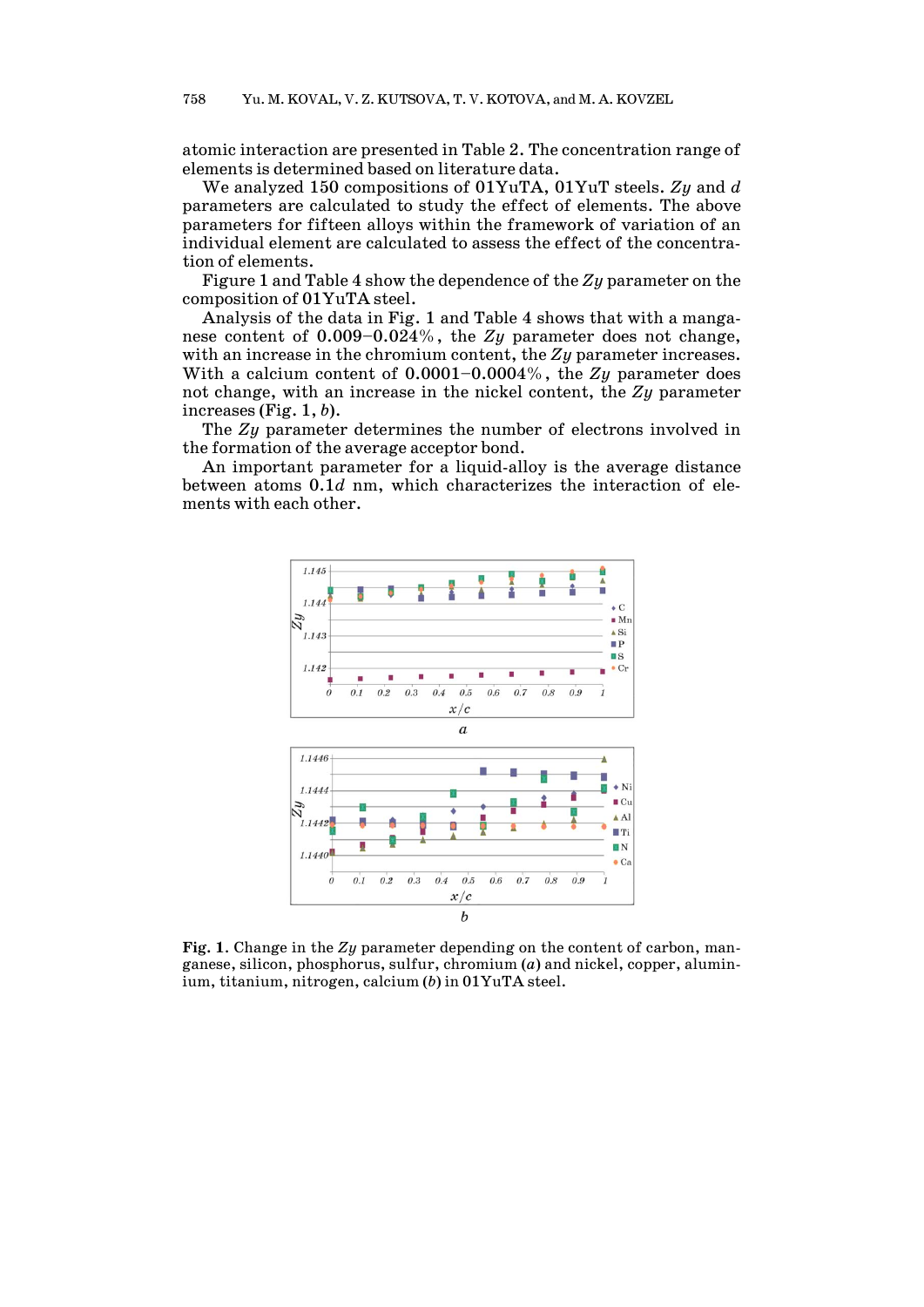atomic interaction are presented in Table 2. The concentration range of elements is determined based on literature data.

We analyzed 150 compositions of 01YuTA, 01YuT steels. *Zy* and *d* parameters are calculated to study the effect of elements. The above parameters for fifteen alloys within the framework of variation of an individual element are calculated to assess the effect of the concentration of elements.

Figure 1 and Table 4 show the dependence of the *Zy* parameter on the composition of 01YuTA steel.

Analysis of the data in Fig. 1 and Table 4 shows that with a manganese content of 0.009–0.024%, the *Zy* parameter does not change, with an increase in the chromium content, the *Zy* parameter increases. With a calcium content of 0.0001–0.0004%, the *Zy* parameter does not change, with an increase in the nickel content, the *Zy* parameter increases (Fig. 1, *b*).

The *Zy* parameter determines the number of electrons involved in the formation of the average acceptor bond.

An important parameter for a liquid-alloy is the average distance between atoms 0.1*d* nm, which characterizes the interaction of elements with each other.

**Fig. 1.** Change in the *Zy* parameter depending on the content of carbon, manganese, silicon, phosphorus, sulfur, chromium (*a*) and nickel, copper, aluminium, titanium, nitrogen, calcium (*b*) in 01YuTA steel.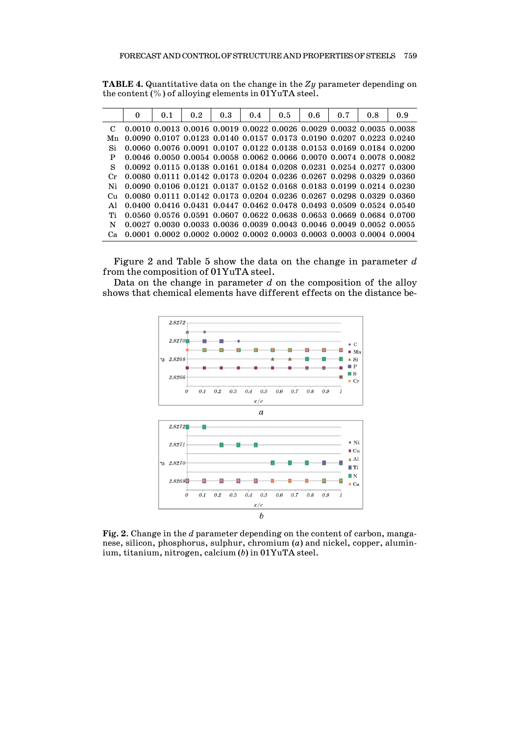**TABLE 4.** Quantitative data on the change in the $Zy$ parameter depending on the content (%) of alloying elements in 01YuTA steel.

| | 0 | 0.1 | 0.2 | 0.3 | 0.4 | 0.5 | 0.6 | 0.7 | 0.8 | 0.9 |
|---|---|---|---|---|---|---|---|---|---|---|
| C | 0.0010 | 0.0013 | 0.0016 | 0.0019 | 0.0022 | 0.0026 | 0.0029 | 0.0032 | 0.0035 | 0.0038 |
| Mn | 0.0090 | 0.0107 | 0.0123 | 0.0140 | 0.0157 | 0.0173 | 0.0190 | 0.0207 | 0.0223 | 0.0240 |
| Si | 0.0060 | 0.0076 | 0.0091 | 0.0107 | 0.0122 | 0.0138 | 0.0153 | 0.0169 | 0.0184 | 0.0200 |
| P | 0.0046 | 0.0050 | 0.0054 | 0.0058 | 0.0062 | 0.0066 | 0.0070 | 0.0074 | 0.0078 | 0.0082 |
| S | 0.0092 | 0.0115 | 0.0138 | 0.0161 | 0.0184 | 0.0208 | 0.0231 | 0.0254 | 0.0277 | 0.0300 |
| Cr | 0.0080 | 0.0111 | 0.0142 | 0.0173 | 0.0204 | 0.0236 | 0.0267 | 0.0298 | 0.0329 | 0.0360 |
| Ni | 0.0090 | 0.0106 | 0.0121 | 0.0137 | 0.0152 | 0.0168 | 0.0183 | 0.0199 | 0.0214 | 0.0230 |
| Cu | 0.0080 | 0.0111 | 0.0142 | 0.0173 | 0.0204 | 0.0236 | 0.0267 | 0.0298 | 0.0329 | 0.0360 |
| Al | 0.0400 | 0.0416 | 0.0431 | 0.0447 | 0.0462 | 0.0478 | 0.0493 | 0.0509 | 0.0524 | 0.0540 |
| Ti | 0.0560 | 0.0576 | 0.0591 | 0.0607 | 0.0622 | 0.0638 | 0.0653 | 0.0669 | 0.0684 | 0.0700 |
| N | 0.0027 | 0.0030 | 0.0033 | 0.0036 | 0.0039 | 0.0043 | 0.0046 | 0.0049 | 0.0052 | 0.0055 |
| Ca | 0.0001 | 0.0002 | 0.0002 | 0.0002 | 0.0002 | 0.0003 | 0.0003 | 0.0003 | 0.0004 | 0.0004 |

Figure 2 and Table 5 show the data on the change in parameter $d$ from the composition of 01YuTA steel.

Data on the change in parameter $d$ on the composition of the alloy shows that chemical elements have different effects on the distance be-

**Fig. 2.** Change in the $d$ parameter depending on the content of carbon, manganese, silicon, phosphorus, sulphur, chromium (*a*) and nickel, copper, aluminium, titanium, nitrogen, calcium (*b*) in 01YuTA steel.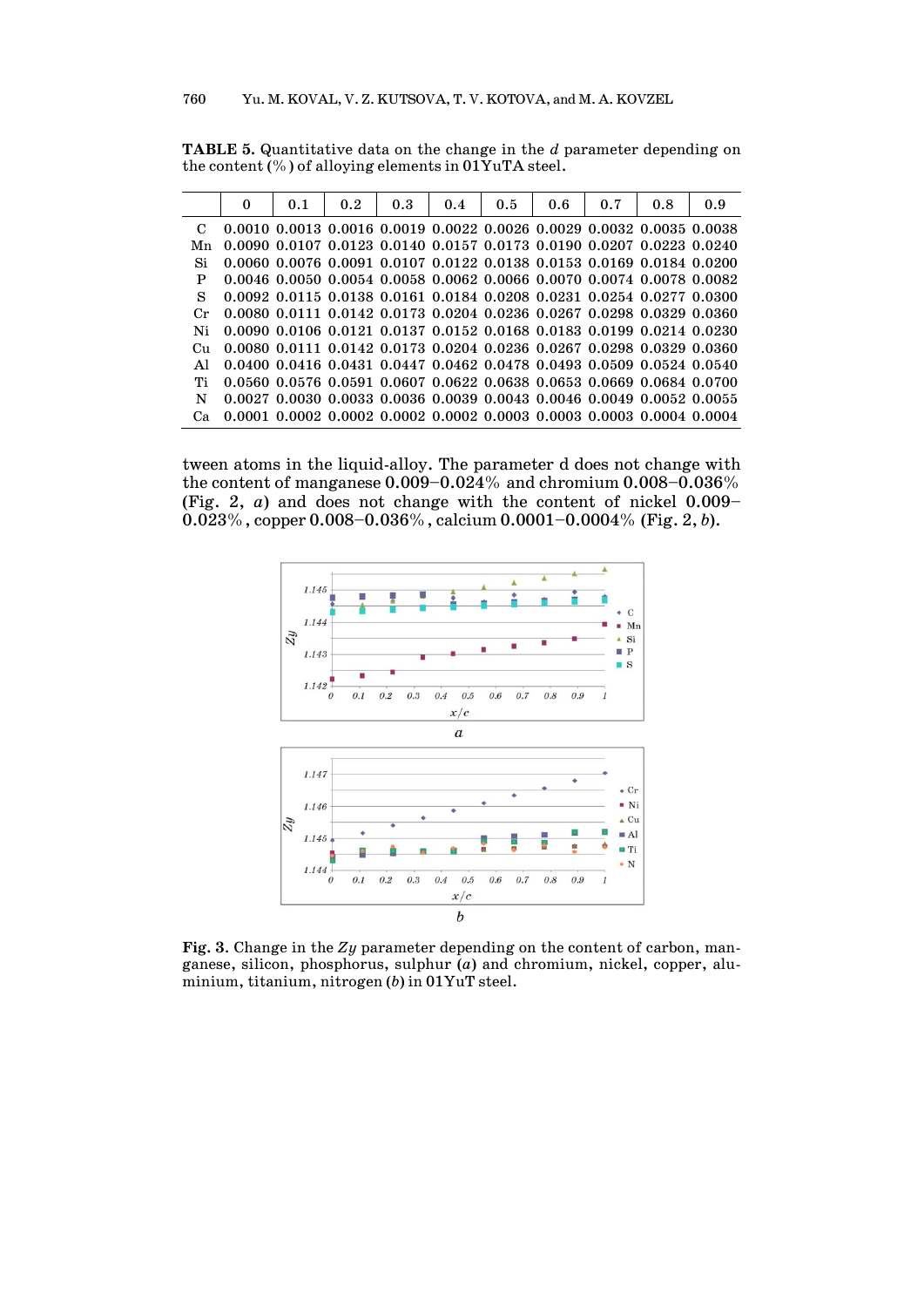**TABLE 5.** Quantitative data on the change in the *d* parameter depending on the content (%) of alloying elements in 01YuTA steel.

| | 0 | 0.1 | 0.2 | 0.3 | 0.4 | 0.5 | 0.6 | 0.7 | 0.8 | 0.9 |
|---|---|---|---|---|---|---|---|---|---|---|
| C | 0.0010 | 0.0013 | 0.0016 | 0.0019 | 0.0022 | 0.0026 | 0.0029 | 0.0032 | 0.0035 | 0.0038 |
| Mn | 0.0090 | 0.0107 | 0.0123 | 0.0140 | 0.0157 | 0.0173 | 0.0190 | 0.0207 | 0.0223 | 0.0240 |
| Si | 0.0060 | 0.0076 | 0.0091 | 0.0107 | 0.0122 | 0.0138 | 0.0153 | 0.0169 | 0.0184 | 0.0200 |
| P | 0.0046 | 0.0050 | 0.0054 | 0.0058 | 0.0062 | 0.0066 | 0.0070 | 0.0074 | 0.0078 | 0.0082 |
| S | 0.0092 | 0.0115 | 0.0138 | 0.0161 | 0.0184 | 0.0208 | 0.0231 | 0.0254 | 0.0277 | 0.0300 |
| Cr | 0.0080 | 0.0111 | 0.0142 | 0.0173 | 0.0204 | 0.0236 | 0.0267 | 0.0298 | 0.0329 | 0.0360 |
| Ni | 0.0090 | 0.0106 | 0.0121 | 0.0137 | 0.0152 | 0.0168 | 0.0183 | 0.0199 | 0.0214 | 0.0230 |
| Cu | 0.0080 | 0.0111 | 0.0142 | 0.0173 | 0.0204 | 0.0236 | 0.0267 | 0.0298 | 0.0329 | 0.0360 |
| Al | 0.0400 | 0.0416 | 0.0431 | 0.0447 | 0.0462 | 0.0478 | 0.0493 | 0.0509 | 0.0524 | 0.0540 |
| Ti | 0.0560 | 0.0576 | 0.0591 | 0.0607 | 0.0622 | 0.0638 | 0.0653 | 0.0669 | 0.0684 | 0.0700 |
| N | 0.0027 | 0.0030 | 0.0033 | 0.0036 | 0.0039 | 0.0043 | 0.0046 | 0.0049 | 0.0052 | 0.0055 |
| Ca | 0.0001 | 0.0002 | 0.0002 | 0.0002 | 0.0002 | 0.0003 | 0.0003 | 0.0003 | 0.0004 | 0.0004 |

tween atoms in the liquid-alloy. The parameter d does not change with the content of manganese 0.009–0.024% and chromium 0.008–0.036% (Fig. 2, *a*) and does not change with the content of nickel 0.009–0.023%, copper 0.008–0.036%, calcium 0.0001–0.0004% (Fig. 2, *b*).

**Fig. 3.** Change in the *Zy* parameter depending on the content of carbon, manganese, silicon, phosphorus, sulphur (*a*) and chromium, nickel, copper, aluminium, titanium, nitrogen (*b*) in 01YuT steel.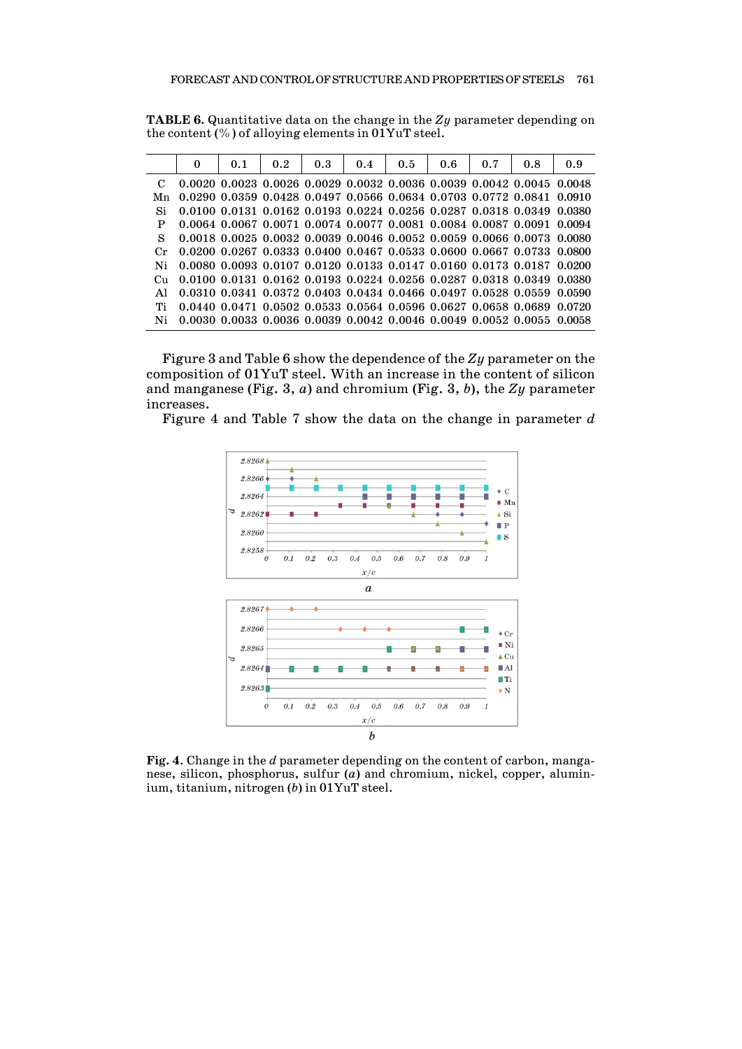**TABLE 6.** Quantitative data on the change in the $Zy$ parameter depending on the content (%) of alloying elements in 01YuT steel.

| | 0 | 0.1 | 0.2 | 0.3 | 0.4 | 0.5 | 0.6 | 0.7 | 0.8 | 0.9 |
|---|---|---|---|---|---|---|---|---|---|---|
| C | 0.0020 | 0.0023 | 0.0026 | 0.0029 | 0.0032 | 0.0036 | 0.0039 | 0.0042 | 0.0045 | 0.0048 |
| Mn | 0.0290 | 0.0359 | 0.0428 | 0.0497 | 0.0566 | 0.0634 | 0.0703 | 0.0772 | 0.0841 | 0.0910 |
| Si | 0.0100 | 0.0131 | 0.0162 | 0.0193 | 0.0224 | 0.0256 | 0.0287 | 0.0318 | 0.0349 | 0.0380 |
| P | 0.0064 | 0.0067 | 0.0071 | 0.0074 | 0.0077 | 0.0081 | 0.0084 | 0.0087 | 0.0091 | 0.0094 |
| S | 0.0018 | 0.0025 | 0.0032 | 0.0039 | 0.0046 | 0.0052 | 0.0059 | 0.0066 | 0.0073 | 0.0080 |
| Cr | 0.0200 | 0.0267 | 0.0333 | 0.0400 | 0.0467 | 0.0533 | 0.0600 | 0.0667 | 0.0733 | 0.0800 |
| Ni | 0.0080 | 0.0093 | 0.0107 | 0.0120 | 0.0133 | 0.0147 | 0.0160 | 0.0173 | 0.0187 | 0.0200 |
| Cu | 0.0100 | 0.0131 | 0.0162 | 0.0193 | 0.0224 | 0.0256 | 0.0287 | 0.0318 | 0.0349 | 0.0380 |
| Al | 0.0310 | 0.0341 | 0.0372 | 0.0403 | 0.0434 | 0.0466 | 0.0497 | 0.0528 | 0.0559 | 0.0590 |
| Ti | 0.0440 | 0.0471 | 0.0502 | 0.0533 | 0.0564 | 0.0596 | 0.0627 | 0.0658 | 0.0689 | 0.0720 |
| Ni | 0.0030 | 0.0033 | 0.0036 | 0.0039 | 0.0042 | 0.0046 | 0.0049 | 0.0052 | 0.0055 | 0.0058 |

Figure 3 and Table 6 show the dependence of the $Zy$ parameter on the composition of 01YuT steel. With an increase in the content of silicon and manganese (Fig. 3, *a*) and chromium (Fig. 3, *b*), the $Zy$ parameter increases.

Figure 4 and Table 7 show the data on the change in parameter $d$

**Fig. 4.** Change in the $d$ parameter depending on the content of carbon, manganese, silicon, phosphorus, sulfur (*a*) and chromium, nickel, copper, aluminium, titanium, nitrogen (*b*) in 01YuT steel.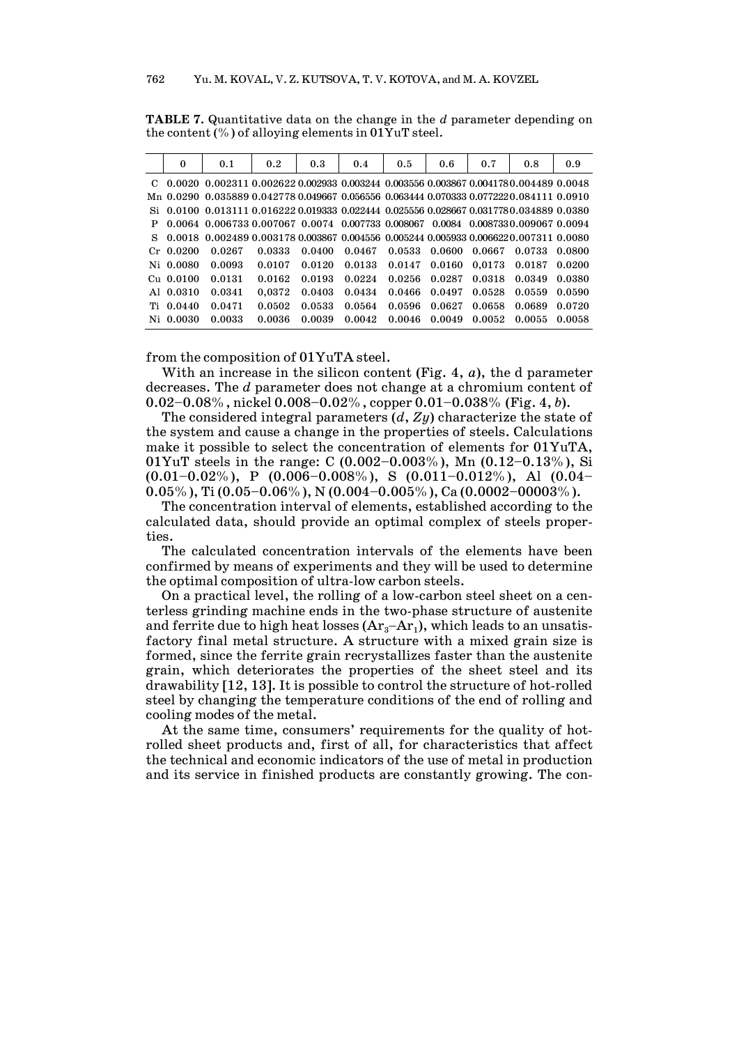**TABLE 7.** Quantitative data on the change in the *d* parameter depending on the content (%) of alloying elements in 01YuT steel.

| | 0 | 0.1 | 0.2 | 0.3 | 0.4 | 0.5 | 0.6 | 0.7 | 0.8 | 0.9 |
|---|---|---|---|---|---|---|---|---|---|---|
| C | 0.0020 | 0.002311 | 0.002622 | 0.002933 | 0.003244 | 0.003556 | 0.003867 | 0.004178 | 0.004489 | 0.0048 |
| Mn | 0.0290 | 0.035889 | 0.042778 | 0.049667 | 0.056556 | 0.063444 | 0.070333 | 0.077222 | 0.084111 | 0.0910 |
| Si | 0.0100 | 0.013111 | 0.016222 | 0.019333 | 0.022444 | 0.025556 | 0.028667 | 0.031778 | 0.034889 | 0.0380 |
| P | 0.0064 | 0.006733 | 0.007067 | 0.0074 | 0.007733 | 0.008067 | 0.0084 | 0.008733 | 0.009067 | 0.0094 |
| S | 0.0018 | 0.002489 | 0.003178 | 0.003867 | 0.004556 | 0.005244 | 0.005933 | 0.006622 | 0.007311 | 0.0080 |
| Cr | 0.0200 | 0.0267 | 0.0333 | 0.0400 | 0.0467 | 0.0533 | 0.0600 | 0.0667 | 0.0733 | 0.0800 |
| Ni | 0.0080 | 0.0093 | 0.0107 | 0.0120 | 0.0133 | 0.0147 | 0.0160 | 0,0173 | 0.0187 | 0.0200 |
| Cu | 0.0100 | 0.0131 | 0.0162 | 0.0193 | 0.0224 | 0.0256 | 0.0287 | 0.0318 | 0.0349 | 0.0380 |
| Al | 0.0310 | 0.0341 | 0,0372 | 0.0403 | 0.0434 | 0.0466 | 0.0497 | 0.0528 | 0.0559 | 0.0590 |
| Ti | 0.0440 | 0.0471 | 0.0502 | 0.0533 | 0.0564 | 0.0596 | 0.0627 | 0.0658 | 0.0689 | 0.0720 |
| Ni | 0.0030 | 0.0033 | 0.0036 | 0.0039 | 0.0042 | 0.0046 | 0.0049 | 0.0052 | 0.0055 | 0.0058 |

from the composition of 01YuTA steel.

With an increase in the silicon content (Fig. 4, *a*), the d parameter decreases. The *d* parameter does not change at a chromium content of 0.02–0.08%, nickel 0.008–0.02%, copper 0.01–0.038% (Fig. 4, *b*).

The considered integral parameters (*d*, *Zy*) characterize the state of the system and cause a change in the properties of steels. Calculations make it possible to select the concentration of elements for 01YuTA, 01YuT steels in the range: C (0.002–0.003%), Mn (0.12–0.13%), Si (0.01–0.02%), P (0.006–0.008%), S (0.011–0.012%), Al (0.04–0.05%), Ti (0.05–0.06%), N (0.004–0.005%), Ca (0.0002–00003%).

The concentration interval of elements, established according to the calculated data, should provide an optimal complex of steels properties.

The calculated concentration intervals of the elements have been confirmed by means of experiments and they will be used to determine the optimal composition of ultra-low carbon steels.

On a practical level, the rolling of a low-carbon steel sheet on a centerless grinding machine ends in the two-phase structure of austenite and ferrite due to high heat losses ($Ar_3$–$Ar_1$), which leads to an unsatisfactory final metal structure. A structure with a mixed grain size is formed, since the ferrite grain recrystallizes faster than the austenite grain, which deteriorates the properties of the sheet steel and its drawability [12, 13]. It is possible to control the structure of hot-rolled steel by changing the temperature conditions of the end of rolling and cooling modes of the metal.

At the same time, consumers' requirements for the quality of hot-rolled sheet products and, first of all, for characteristics that affect the technical and economic indicators of the use of metal in production and its service in finished products are constantly growing. The con-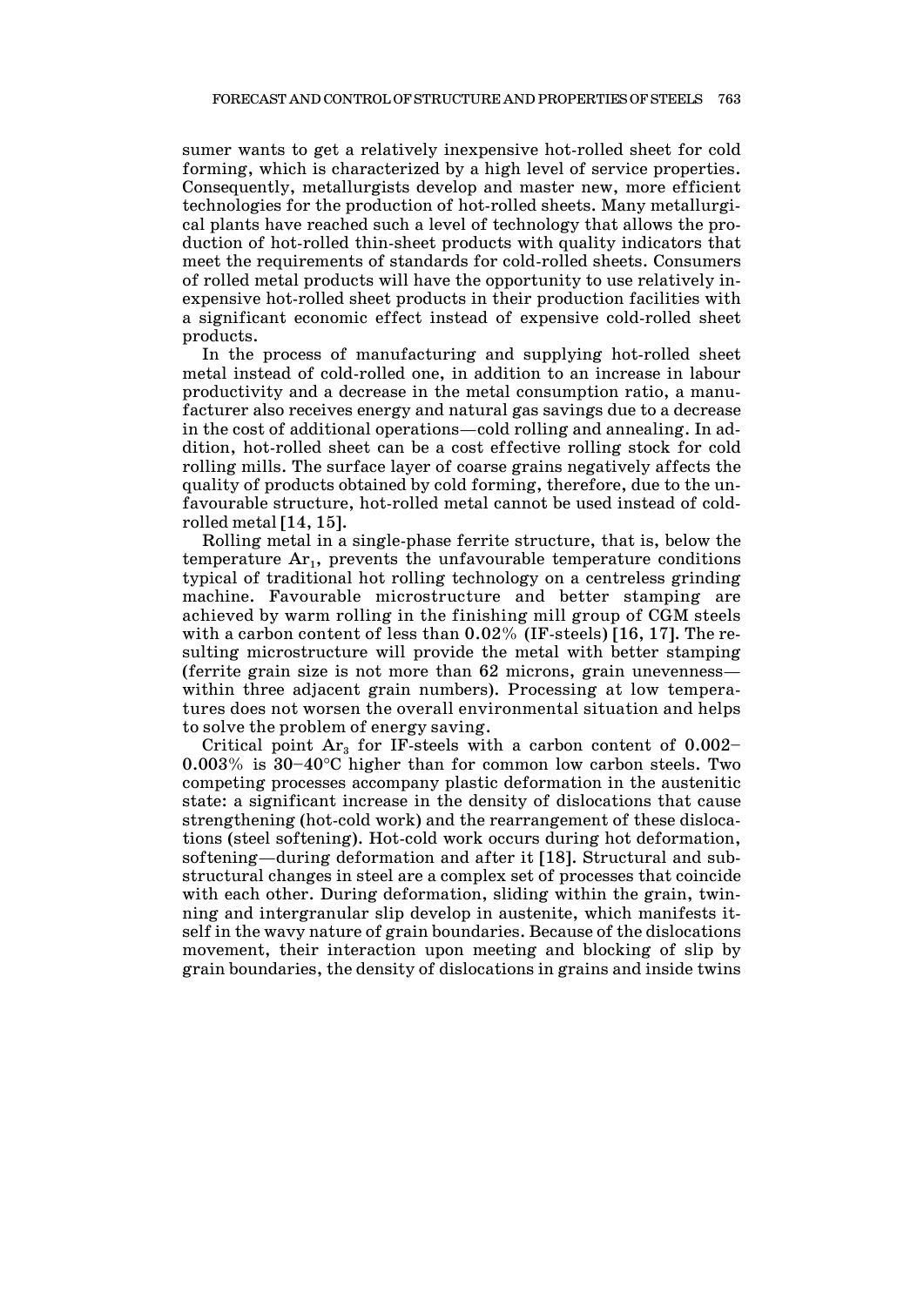sumer wants to get a relatively inexpensive hot-rolled sheet for cold forming, which is characterized by a high level of service properties. Consequently, metallurgists develop and master new, more efficient technologies for the production of hot-rolled sheets. Many metallurgical plants have reached such a level of technology that allows the production of hot-rolled thin-sheet products with quality indicators that meet the requirements of standards for cold-rolled sheets. Consumers of rolled metal products will have the opportunity to use relatively inexpensive hot-rolled sheet products in their production facilities with a significant economic effect instead of expensive cold-rolled sheet products.

In the process of manufacturing and supplying hot-rolled sheet metal instead of cold-rolled one, in addition to an increase in labour productivity and a decrease in the metal consumption ratio, a manufacturer also receives energy and natural gas savings due to a decrease in the cost of additional operations—cold rolling and annealing. In addition, hot-rolled sheet can be a cost effective rolling stock for cold rolling mills. The surface layer of coarse grains negatively affects the quality of products obtained by cold forming, therefore, due to the unfavourable structure, hot-rolled metal cannot be used instead of cold-rolled metal [14, 15].

Rolling metal in a single-phase ferrite structure, that is, below the temperature $Ar_1$, prevents the unfavourable temperature conditions typical of traditional hot rolling technology on a centreless grinding machine. Favourable microstructure and better stamping are achieved by warm rolling in the finishing mill group of CGM steels with a carbon content of less than 0.02% (IF-steels) [16, 17]. The resulting microstructure will provide the metal with better stamping (ferrite grain size is not more than 62 microns, grain unevenness—within three adjacent grain numbers). Processing at low temperatures does not worsen the overall environmental situation and helps to solve the problem of energy saving.

Critical point $Ar_3$ for IF-steels with a carbon content of 0.002–0.003% is 30–40°C higher than for common low carbon steels. Two competing processes accompany plastic deformation in the austenitic state: a significant increase in the density of dislocations that cause strengthening (hot-cold work) and the rearrangement of these dislocations (steel softening). Hot-cold work occurs during hot deformation, softening—during deformation and after it [18]. Structural and substructural changes in steel are a complex set of processes that coincide with each other. During deformation, sliding within the grain, twinning and intergranular slip develop in austenite, which manifests itself in the wavy nature of grain boundaries. Because of the dislocations movement, their interaction upon meeting and blocking of slip by grain boundaries, the density of dislocations in grains and inside twins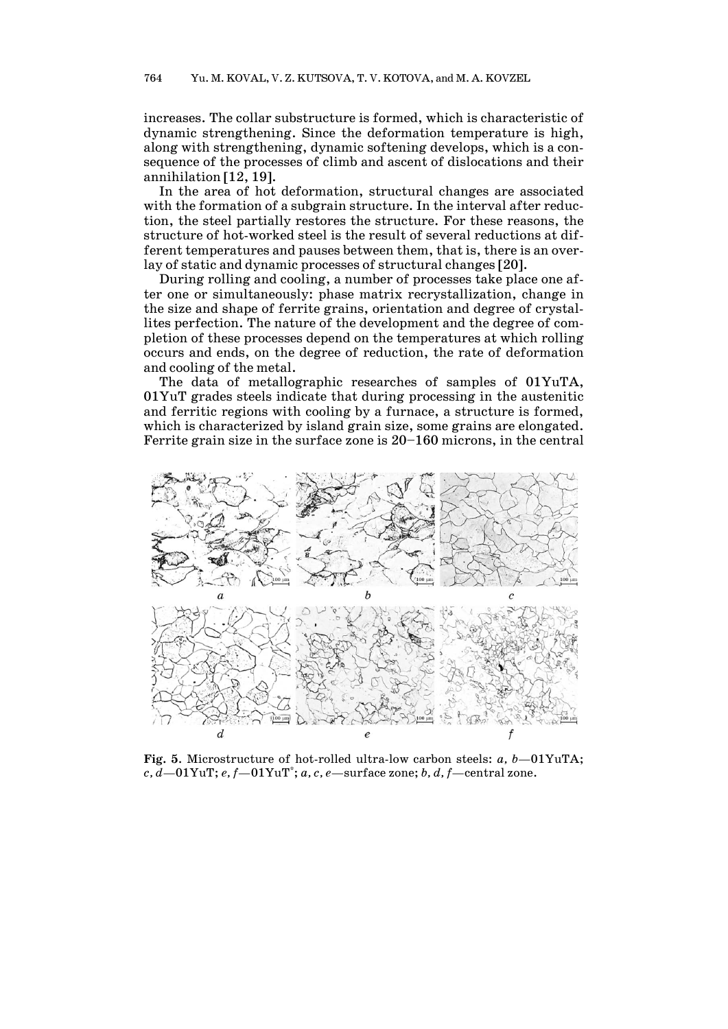increases. The collar substructure is formed, which is characteristic of dynamic strengthening. Since the deformation temperature is high, along with strengthening, dynamic softening develops, which is a consequence of the processes of climb and ascent of dislocations and their annihilation [12, 19].

In the area of hot deformation, structural changes are associated with the formation of a subgrain structure. In the interval after reduction, the steel partially restores the structure. For these reasons, the structure of hot-worked steel is the result of several reductions at different temperatures and pauses between them, that is, there is an overlay of static and dynamic processes of structural changes [20].

During rolling and cooling, a number of processes take place one after one or simultaneously: phase matrix recrystallization, change in the size and shape of ferrite grains, orientation and degree of crystallites perfection. The nature of the development and the degree of completion of these processes depend on the temperatures at which rolling occurs and ends, on the degree of reduction, the rate of deformation and cooling of the metal.

The data of metallographic researches of samples of 01YuTA, 01YuT grades steels indicate that during processing in the austenitic and ferritic regions with cooling by a furnace, a structure is formed, which is characterized by island grain size, some grains are elongated. Ferrite grain size in the surface zone is 20–160 microns, in the central

**Fig. 5**. Microstructure of hot-rolled ultra-low carbon steels: *a, b*—01YuTA; *c, d*—01YuT; *e, f*—01YuT*; *a, c, e*—surface zone; *b, d, f*—central zone.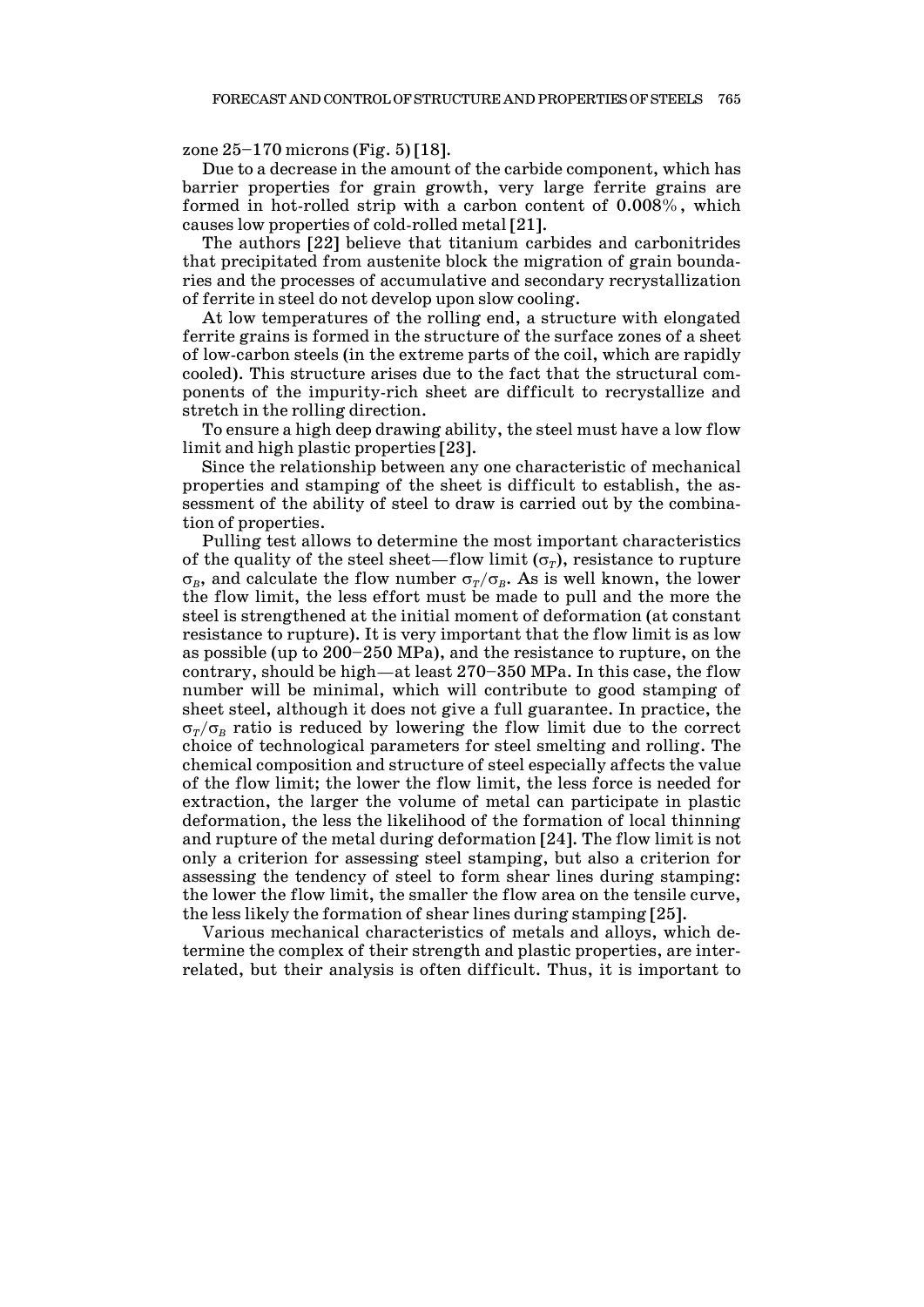zone 25–170 microns (Fig. 5) [18].

Due to a decrease in the amount of the carbide component, which has barrier properties for grain growth, very large ferrite grains are formed in hot-rolled strip with a carbon content of 0.008%, which causes low properties of cold-rolled metal [21].

The authors [22] believe that titanium carbides and carbonitrides that precipitated from austenite block the migration of grain boundaries and the processes of accumulative and secondary recrystallization of ferrite in steel do not develop upon slow cooling.

At low temperatures of the rolling end, a structure with elongated ferrite grains is formed in the structure of the surface zones of a sheet of low-carbon steels (in the extreme parts of the coil, which are rapidly cooled). This structure arises due to the fact that the structural components of the impurity-rich sheet are difficult to recrystallize and stretch in the rolling direction.

To ensure a high deep drawing ability, the steel must have a low flow limit and high plastic properties [23].

Since the relationship between any one characteristic of mechanical properties and stamping of the sheet is difficult to establish, the assessment of the ability of steel to draw is carried out by the combination of properties.

Pulling test allows to determine the most important characteristics of the quality of the steel sheet—flow limit ($\sigma_T$), resistance to rupture $\sigma_B$, and calculate the flow number $\sigma_T/\sigma_B$. As is well known, the lower the flow limit, the less effort must be made to pull and the more the steel is strengthened at the initial moment of deformation (at constant resistance to rupture). It is very important that the flow limit is as low as possible (up to 200–250 MPa), and the resistance to rupture, on the contrary, should be high—at least 270–350 MPa. In this case, the flow number will be minimal, which will contribute to good stamping of sheet steel, although it does not give a full guarantee. In practice, the $\sigma_T/\sigma_B$ ratio is reduced by lowering the flow limit due to the correct choice of technological parameters for steel smelting and rolling. The chemical composition and structure of steel especially affects the value of the flow limit; the lower the flow limit, the less force is needed for extraction, the larger the volume of metal can participate in plastic deformation, the less the likelihood of the formation of local thinning and rupture of the metal during deformation [24]. The flow limit is not only a criterion for assessing steel stamping, but also a criterion for assessing the tendency of steel to form shear lines during stamping: the lower the flow limit, the smaller the flow area on the tensile curve, the less likely the formation of shear lines during stamping [25].

Various mechanical characteristics of metals and alloys, which determine the complex of their strength and plastic properties, are interrelated, but their analysis is often difficult. Thus, it is important to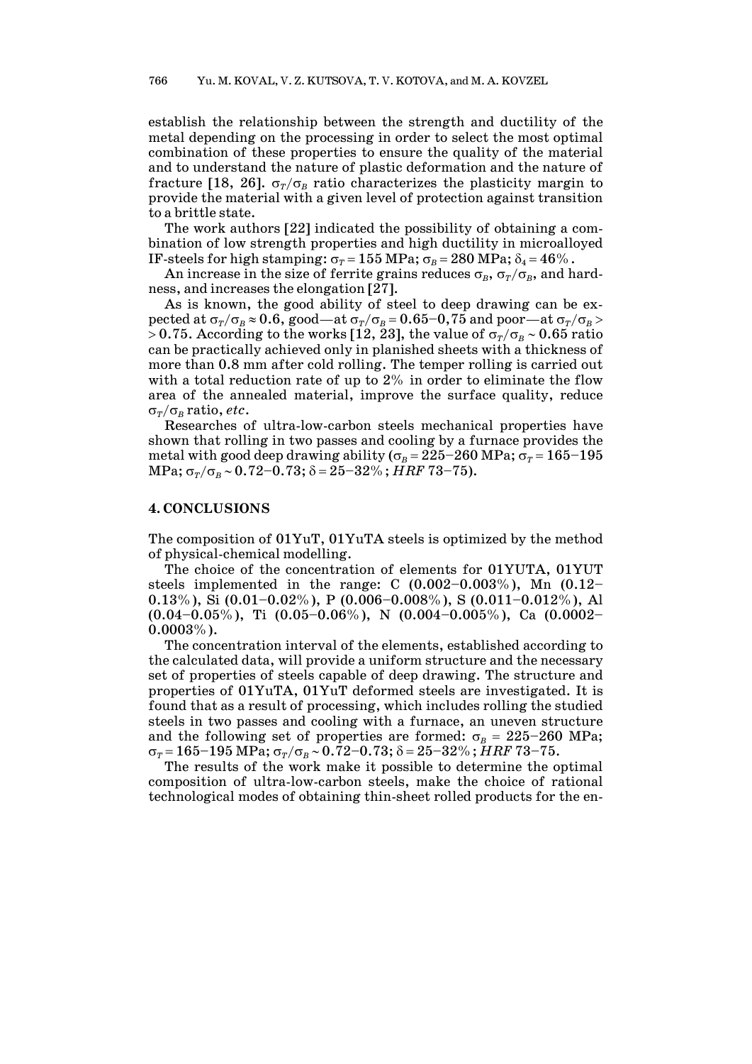establish the relationship between the strength and ductility of the metal depending on the processing in order to select the most optimal combination of these properties to ensure the quality of the material and to understand the nature of plastic deformation and the nature of fracture [18, 26]. $\sigma_T/\sigma_B$ ratio characterizes the plasticity margin to provide the material with a given level of protection against transition to a brittle state.

The work authors [22] indicated the possibility of obtaining a combination of low strength properties and high ductility in microalloyed IF-steels for high stamping: $\sigma_T = 155$ MPa; $\sigma_B = 280$ MPa; $\delta_4 = 46\%$.

An increase in the size of ferrite grains reduces $\sigma_B$, $\sigma_T/\sigma_B$, and hardness, and increases the elongation [27].

As is known, the good ability of steel to deep drawing can be expected at $\sigma_T/\sigma_B \approx 0.6$, good—at $\sigma_T/\sigma_B = 0.65$–$0{,}75$ and poor—at $\sigma_T/\sigma_B > 0.75$. According to the works [12, 23], the value of $\sigma_T/\sigma_B \sim 0.65$ ratio can be practically achieved only in planished sheets with a thickness of more than 0.8 mm after cold rolling. The temper rolling is carried out with a total reduction rate of up to 2% in order to eliminate the flow area of the annealed material, improve the surface quality, reduce $\sigma_T/\sigma_B$ ratio, *etc*.

Researches of ultra-low-carbon steels mechanical properties have shown that rolling in two passes and cooling by a furnace provides the metal with good deep drawing ability ($\sigma_B = 225$–$260$ MPa; $\sigma_T = 165$–$195$ MPa; $\sigma_T/\sigma_B \sim 0.72$–$0.73$; $\delta = 25$–$32\%$; *HRF* 73–75).

## 4. CONCLUSIONS

The composition of 01YuT, 01YuTA steels is optimized by the method of physical-chemical modelling.

The choice of the concentration of elements for 01YUTA, 01YUT steels implemented in the range: C (0.002–0.003%), Mn (0.12–0.13%), Si (0.01–0.02%), P (0.006–0.008%), S (0.011–0.012%), Al (0.04–0.05%), Ti (0.05–0.06%), N (0.004–0.005%), Ca (0.0002–0.0003%).

The concentration interval of the elements, established according to the calculated data, will provide a uniform structure and the necessary set of properties of steels capable of deep drawing. The structure and properties of 01YuTA, 01YuT deformed steels are investigated. It is found that as a result of processing, which includes rolling the studied steels in two passes and cooling with a furnace, an uneven structure and the following set of properties are formed: $\sigma_B = 225$–$260$ MPa; $\sigma_T = 165$–$195$ MPa; $\sigma_T/\sigma_B \sim 0.72$–$0.73$; $\delta = 25$–$32\%$; *HRF* 73–75.

The results of the work make it possible to determine the optimal composition of ultra-low-carbon steels, make the choice of rational technological modes of obtaining thin-sheet rolled products for the en-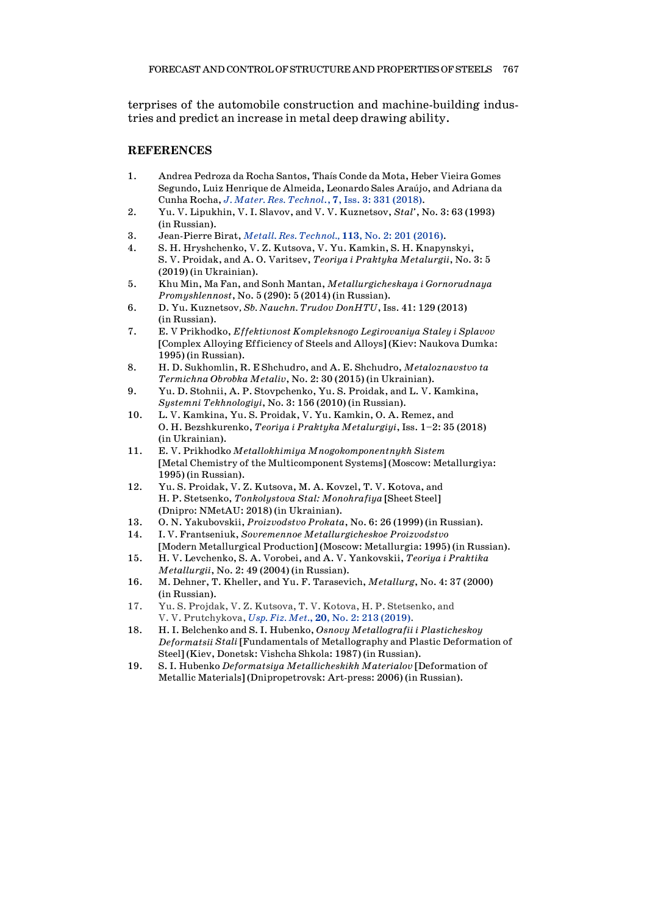terprises of the automobile construction and machine-building industries and predict an increase in metal deep drawing ability.

## REFERENCES

1. Andrea Pedroza da Rocha Santos, Thaís Conde da Mota, Heber Vieira Gomes Segundo, Luiz Henrique de Almeida, Leonardo Sales Araújo, and Adriana da Cunha Rocha, *J. Mater. Res. Technol.*, **7**, Iss. 3: 331 (2018).
2. Yu. V. Lipukhin, V. I. Slavov, and V. V. Kuznetsov, *Stal'*, No. 3: 63 (1993) (in Russian).
3. Jean-Pierre Birat, *Metall. Res. Technol.*, **113**, No. 2: 201 (2016).
4. S. H. Hryshchenko, V. Z. Kutsova, V. Yu. Kamkin, S. H. Knapynskyi, S. V. Proidak, and A. O. Varitsev, *Teoriya i Praktyka Metalurgii*, No. 3: 5 (2019) (in Ukrainian).
5. Khu Min, Ma Fan, and Sonh Mantan, *Metallurgicheskaya i Gornorudnaya Promyshlennost*, No. 5 (290): 5 (2014) (in Russian).
6. D. Yu. Kuznetsov, *Sb. Nauchn. Trudov DonHTU*, Iss. 41: 129 (2013) (in Russian).
7. E. V Prikhodko, *Effektivnost Kompleksnogo Legirovaniya Staley i Splavov* [Complex Alloying Efficiency of Steels and Alloys] (Kiev: Naukova Dumka: 1995) (in Russian).
8. H. D. Sukhomlin, R. E Shchudro, and A. E. Shchudro, *Metaloznavstvo ta Termichna Obrobka Metaliv*, No. 2: 30 (2015) (in Ukrainian).
9. Yu. D. Stohnii, A. P. Stovpchenko, Yu. S. Proidak, and L. V. Kamkina, *Systemni Tekhnologiyi*, No. 3: 156 (2010) (in Russian).
10. L. V. Kamkina, Yu. S. Proidak, V. Yu. Kamkin, O. A. Remez, and O. H. Bezshkurenko, *Teoriya i Praktyka Metalurgiyi*, Iss. 1–2: 35 (2018) (in Ukrainian).
11. E. V. Prikhodko *Metallokhimiya Mnogokomponentnykh Sistem* [Metal Chemistry of the Multicomponent Systems] (Moscow: Metallurgiya: 1995) (in Russian).
12. Yu. S. Proidak, V. Z. Kutsova, M. A. Kovzel, T. V. Kotova, and H. P. Stetsenko, *Tonkolystova Stal: Monohrafiya* [Sheet Steel] (Dnipro: NMetAU: 2018) (in Ukrainian).
13. O. N. Yakubovskii, *Proizvodstvo Prokata*, No. 6: 26 (1999) (in Russian).
14. I. V. Frantseniuk, *Sovremennoe Metallurgicheskoe Proizvodstvo* [Modern Metallurgical Production] (Moscow: Metallurgia: 1995) (in Russian).
15. H. V. Levchenko, S. A. Vorobei, and A. V. Yankovskii, *Teoriya i Praktika Metallurgii*, No. 2: 49 (2004) (in Russian).
16. M. Dehner, T. Kheller, and Yu. F. Tarasevich, *Metallurg*, No. 4: 37 (2000) (in Russian).
17. Yu. S. Projdak, V. Z. Kutsova, T. V. Kotova, H. P. Stetsenko, and V. V. Prutchykova, *Usp. Fiz. Met.*, **20**, No. 2: 213 (2019).
18. H. I. Belchenko and S. I. Hubenko, *Osnovy Metallografii i Plasticheskoy Deformatsii Stali* [Fundamentals of Metallography and Plastic Deformation of Steel] (Kiev, Donetsk: Vishcha Shkola: 1987) (in Russian).
19. S. I. Hubenko *Deformatsiya Metallicheskikh Materialov* [Deformation of Metallic Materials] (Dnipropetrovsk: Art-press: 2006) (in Russian).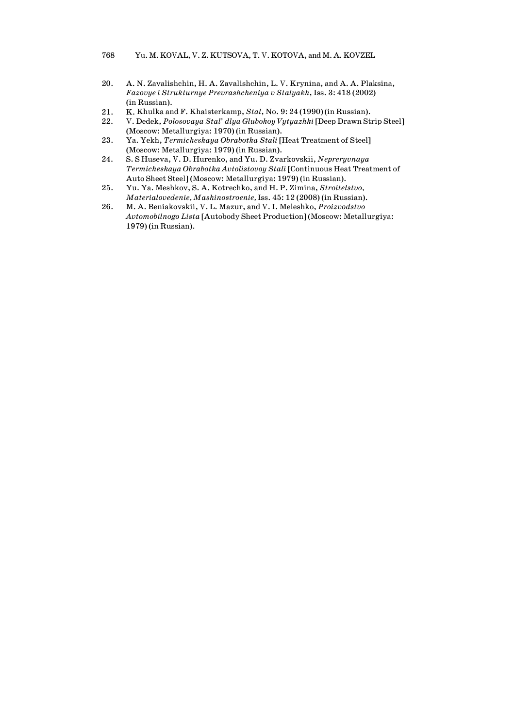20. A. N. Zavalishchin, H. A. Zavalishchin, L. V. Krynina, and A. A. Plaksina, *Fazovye i Strukturnye Prevrashcheniya v Stalyakh*, Iss. 3: 418 (2002) (in Russian).
21. K. Khulka and F. Khaisterkamp, *Stal*, No. 9: 24 (1990) (in Russian).
22. V. Dedek, *Polosovaya Stal' dlya Glubokoy Vytyazhki* [Deep Drawn Strip Steel] (Moscow: Metallurgiya: 1970) (in Russian).
23. Ya. Yekh, *Termicheskaya Obrabotka Stali* [Heat Treatment of Steel] (Moscow: Metallurgiya: 1979) (in Russian).
24. S. S Huseva, V. D. Hurenko, and Yu. D. Zvarkovskii, *Nepreryvnaya Termicheskaya Obrabotka Avtolistovoy Stali* [Continuous Heat Treatment of Auto Sheet Steel] (Moscow: Metallurgiya: 1979) (in Russian).
25. Yu. Ya. Meshkov, S. A. Kotrechko, and H. P. Zimina, *Stroitelstvo, Materialovedenie, Mashinostroenie*, Iss. 45: 12 (2008) (in Russian).
26. M. A. Beniakovskii, V. L. Mazur, and V. I. Meleshko, *Proizvodstvo Avtomobilnogo Lista* [Autobody Sheet Production] (Moscow: Metallurgiya: 1979) (in Russian).